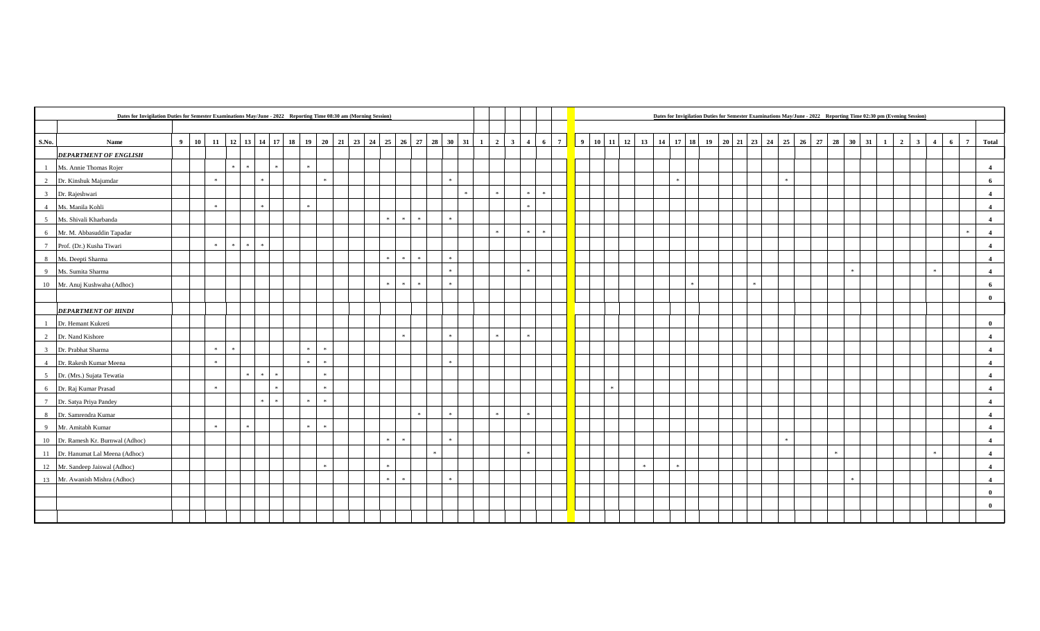| S.No. | Name | Dates for Invigilation Duties for Semester Examinations May/June - 2022 Reporting Time 08:30 am (Morning Session) | | | | | | | | | | | | | | | | | | | | | | | | | Dates for Invigilation Duties for Semester Examinations May/June - 2022 Reporting Time 02:30 pm (Evening Session) | | | | | | | | | | | | | | | | | | | | | | | | | Total |
|---|---|---|---|---|---|---|---|---|---|---|---|---|---|---|---|---|---|---|---|---|---|---|---|---|---|---|---|---|---|---|---|---|---|---|---|---|---|---|---|---|---|---|---|---|---|---|---|---|---|---|---|---|
| | | 9 | 10 | 11 | 12 | 13 | 14 | 17 | 18 | 19 | 20 | 21 | 23 | 24 | 25 | 26 | 27 | 28 | 30 | 31 | 1 | 2 | 3 | 4 | 6 | 7 | 9 | 10 | 11 | 12 | 13 | 14 | 17 | 18 | 19 | 20 | 21 | 23 | 24 | 25 | 26 | 27 | 28 | 30 | 31 | 1 | 2 | 3 | 4 | 6 | 7 | |
| | ***DEPARTMENT OF ENGLISH*** | | | | | | | | | | | | | | | | | | | | | | | | | | | | | | | | | | | | | | | | | | | | | | | | | | | |
| 1 | Ms. Annie Thomas Rojer | | | | * | * | | * | | * | | | | | | | | | | | | | | | | | | | | | | | | | | | | | | | | | | | | | | | | | | 4 |
| 2 | Dr. Kinshuk Majumdar | | | * | | | * | | | | * | | | | | | | | * | | | | | | | | | | | | | | * | | | | | | | | * | | | | | | | | | | | 6 |
| 3 | Dr. Rajeshwari | | | | | | | | | | | | | | | | | | | * | | * | | * | * | | | | | | | | | | | | | | | | | | | | | | | | | | | 4 |
| 4 | Ms. Manila Kohli | | | * | | | * | | | * | | | | | | | | | | | | | | * | | | | | | | | | | | | | | | | | | | | | | | | | | | | 4 |
| 5 | Ms. Shivali Kharbanda | | | | | | | | | | | | | | * | * | * | | * | | | | | | | | | | | | | | | | | | | | | | | | | | | | | | | | | 4 |
| 6 | Mr. M. Abbasuddin Tapadar | | | | | | | | | | | | | | | | | | | | | * | | * | * | | | | | | | | | | | | | | | | | | | | | | | | | | * | 4 |
| 7 | Prof. (Dr.) Kusha Tiwari | | | * | * | * | * | | | | | | | | | | | | | | | | | | | | | | | | | | | | | | | | | | | | | | | | | | | | | 4 |
| 8 | Ms. Deepti Sharma | | | | | | | | | | | | | | * | * | * | | * | | | | | | | | | | | | | | | | | | | | | | | | | | | | | | | | | 4 |
| 9 | Ms. Sumita Sharma | | | | | | | | | | | | | | | | | | * | | | | | * | | | | | | | | | | | | | | | | | | | | * | | | | | * | | | 4 |
| 10 | Mr. Anuj Kushwaha (Adhoc) | | | | | | | | | | | | | | * | * | * | | * | | | | | | | | | | | | | | | * | | | | | * | | | | | | | | | | | | | 6 |
| | | | | | | | | | | | | | | | | | | | | | | | | | | | | | | | | | | | | | | | | | | | | | | | | | | | | 0 |
| | ***DEPARTMENT OF HINDI*** | | | | | | | | | | | | | | | | | | | | | | | | | | | | | | | | | | | | | | | | | | | | | | | | | | | |
| 1 | Dr. Hemant Kukreti | | | | | | | | | | | | | | | | | | | | | | | | | | | | | | | | | | | | | | | | | | | | | | | | | | | 0 |
| 2 | Dr. Nand Kishore | | | | | | | | | | | | | | | * | | | * | | | * | | * | | | | | | | | | | | | | | | | | | | | | | | | | | | | 4 |
| 3 | Dr. Prabhat Sharma | | | * | * | | | | | * | * | | | | | | | | | | | | | | | | | | | | | | | | | | | | | | | | | | | | | | | | | 4 |
| 4 | Dr. Rakesh Kumar Meena | | | * | | | | | | * | * | | | | | | | | * | | | | | | | | | | | | | | | | | | | | | | | | | | | | | | | | | 4 |
| 5 | Dr. (Mrs.) Sujata Tewatia | | | | | * | * | * | | | * | | | | | | | | | | | | | | | | | | | | | | | | | | | | | | | | | | | | | | | | | 4 |
| 6 | Dr. Raj Kumar Prasad | | | * | | | | * | | | * | | | | | | | | | | | | | | | | | | * | | | | | | | | | | | | | | | | | | | | | | | 4 |
| 7 | Dr. Satya Priya Pandey | | | | | | * | * | | * | * | | | | | | | | | | | | | | | | | | | | | | | | | | | | | | | | | | | | | | | | | 4 |
| 8 | Dr. Samrendra Kumar | | | | | | | | | | | | | | | | * | | * | | | * | | * | | | | | | | | | | | | | | | | | | | | | | | | | | | | 4 |
| 9 | Mr. Amitabh Kumar | | | * | | * | | | | * | * | | | | | | | | | | | | | | | | | | | | | | | | | | | | | | | | | | | | | | | | | 4 |
| 10 | Dr. Ramesh Kr. Burnwal (Adhoc) | | | | | | | | | | | | | | * | * | | | * | | | | | | | | | | | | | | | | | | | | | * | | | | | | | | | | | | 4 |
| 11 | Dr. Hanumat Lal Meena (Adhoc) | | | | | | | | | | | | | | | | | * | | | | | | * | | | | | | | | | | | | | | | | | | | * | | | | | | * | | | 4 |
| 12 | Mr. Sandeep Jaiswal (Adhoc) | | | | | | | | | | * | | | | * | | | | | | | | | | | | | | | | * | | * | | | | | | | | | | | | | | | | | | | 4 |
| 13 | Mr. Awanish Mishra (Adhoc) | | | | | | | | | | | | | | * | * | | | * | | | | | | | | | | | | | | | | | | | | | | | | | * | | | | | | | | 4 |
| | | | | | | | | | | | | | | | | | | | | | | | | | | | | | | | | | | | | | | | | | | | | | | | | | | | | 0 |
| | | | | | | | | | | | | | | | | | | | | | | | | | | | | | | | | | | | | | | | | | | | | | | | | | | | | 0 |
| | | | | | | | | | | | | | | | | | | | | | | | | | | | | | | | | | | | | | | | | | | | | | | | | | | | | |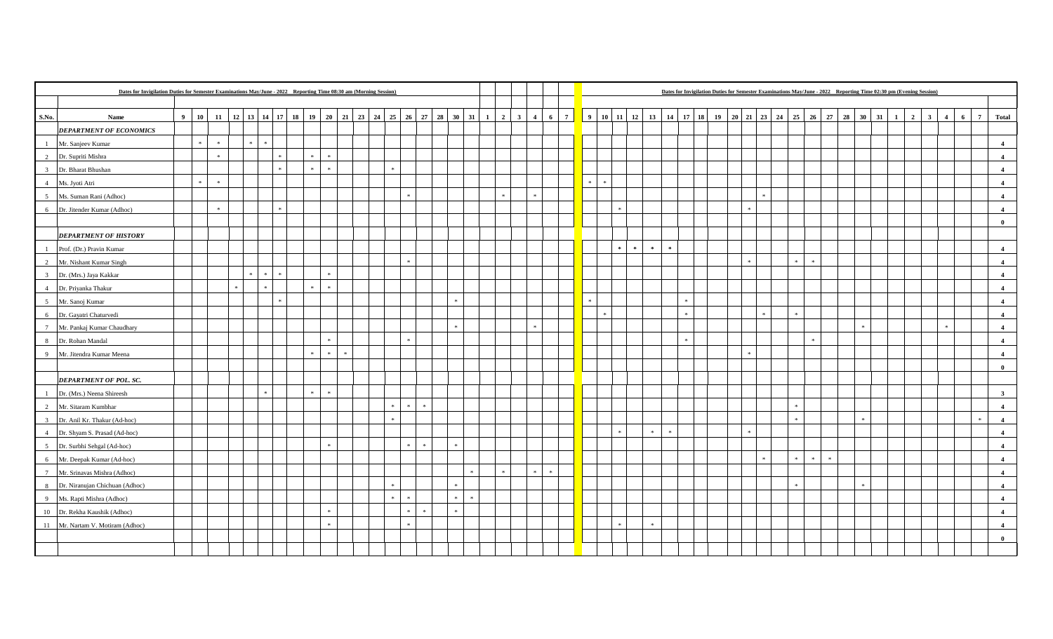Dates for Invigilation Duties for Semester Examinations May/June - 2022 Reporting Time 08:30 am (Morning Session)

Dates for Invigilation Duties for Semester Examinations May/June - 2022 Reporting Time 02:30 pm (Evening Session)

| S.No. | Name | 9 | 10 | 11 | 12 | 13 | 14 | 17 | 18 | 19 | 20 | 21 | 23 | 24 | 25 | 26 | 27 | 28 | 30 | 31 | 1 | 2 | 3 | 4 | 6 | 7 | 9 | 10 | 11 | 12 | 13 | 14 | 17 | 18 | 19 | 20 | 21 | 23 | 24 | 25 | 26 | 27 | 28 | 30 | 31 | 1 | 2 | 3 | 4 | 6 | 7 | Total |
|---|---|---|---|---|---|---|---|---|---|---|---|---|---|---|---|---|---|---|---|---|---|---|---|---|---|---|---|---|---|---|---|---|---|---|---|---|---|---|---|---|---|---|---|---|---|---|---|---|---|---|---|---|
| | ***DEPARTMENT OF ECONOMICS*** | | | | | | | | | | | | | | | | | | | | | | | | | | | | | | | | | | | | | | | | | | | | | | | | | | | |
| 1 | Mr. Sanjeev Kumar | | * | * | | * | * | | | | | | | | | | | | | | | | | | | | | | | | | | | | | | | | | | | | | | | | | | | | | 4 |
| 2 | Dr. Supriti Mishra | | | * | | | | * | | * | * | | | | | | | | | | | | | | | | | | | | | | | | | | | | | | | | | | | | | | | | | 4 |
| 3 | Dr. Bharat Bhushan | | | | | | | * | | * | * | | | | * | | | | | | | | | | | | | | | | | | | | | | | | | | | | | | | | | | | | | 4 |
| 4 | Ms. Jyoti Atri | | * | * | | | | | | | | | | | | | | | | | | | | | | | * | * | | | | | | | | | | | | | | | | | | | | | | | | 4 |
| 5 | Ms. Suman Rani (Adhoc) | | | | | | | | | | | | | | | * | | | | | | * | | * | | | | | | | | | | | | | | * | | | | | | | | | | | | | | 4 |
| 6 | Dr. Jitender Kumar (Adhoc) | | | * | | | | * | | | | | | | | | | | | | | | | | | | | | * | | | | | | | | * | | | | | | | | | | | | | | | 4 |
| | | | | | | | | | | | | | | | | | | | | | | | | | | | | | | | | | | | | | | | | | | | | | | | | | | | | 0 |
| | ***DEPARTMENT OF HISTORY*** | | | | | | | | | | | | | | | | | | | | | | | | | | | | | | | | | | | | | | | | | | | | | | | | | | | |
| 1 | Prof. (Dr.) Pravin Kumar | | | | | | | | | | | | | | | | | | | | | | | | | | | | * | * | * | * | | | | | | | | | | | | | | | | | | | | 4 |
| 2 | Mr. Nishant Kumar Singh | | | | | | | | | | | | | | | * | | | | | | | | | | | | | | | | | | | | | * | | | * | * | | | | | | | | | | | 4 |
| 3 | Dr. (Mrs.) Jaya Kakkar | | | | | * | * | * | | | * | | | | | | | | | | | | | | | | | | | | | | | | | | | | | | | | | | | | | | | | | 4 |
| 4 | Dr. Priyanka Thakur | | | | * | | * | | | * | * | | | | | | | | | | | | | | | | | | | | | | | | | | | | | | | | | | | | | | | | | 4 |
| 5 | Mr. Sanoj Kumar | | | | | | | * | | | | | | | | | | | * | | | | | | | | * | | | | | | * | | | | | | | | | | | | | | | | | | | 4 |
| 6 | Dr. Gayatri Chaturvedi | | | | | | | | | | | | | | | | | | | | | | | | | | | * | | | | | * | | | | | * | | * | | | | | | | | | | | | 4 |
| 7 | Mr. Pankaj Kumar Chaudhary | | | | | | | | | | | | | | | | | | * | | | | | * | | | | | | | | | | | | | | | | | | | | * | | | | | * | | | 4 |
| 8 | Dr. Rohan Mandal | | | | | | | | | | * | | | | | * | | | | | | | | | | | | | | | | | * | | | | | | | | * | | | | | | | | | | | 4 |
| 9 | Mr. Jitendra Kumar Meena | | | | | | | | | * | * | * | | | | | | | | | | | | | | | | | | | | | | | | | * | | | | | | | | | | | | | | | 4 |
| | | | | | | | | | | | | | | | | | | | | | | | | | | | | | | | | | | | | | | | | | | | | | | | | | | | | 0 |
| | ***DEPARTMENT OF POL. SC.*** | | | | | | | | | | | | | | | | | | | | | | | | | | | | | | | | | | | | | | | | | | | | | | | | | | | |
| 1 | Dr. (Mrs.) Neena Shireesh | | | | | | * | | | * | * | | | | | | | | | | | | | | | | | | | | | | | | | | | | | | | | | | | | | | | | | 3 |
| 2 | Mr. Sitaram Kumbhar | | | | | | | | | | | | | | * | * | * | | | | | | | | | | | | | | | | | | | | | | | * | | | | | | | | | | | | 4 |
| 3 | Dr. Anil Kr. Thakur (Ad-hoc) | | | | | | | | | | | | | | * | | | | | | | | | | | | | | | | | | | | | | | | | * | | | | * | | | | | | | * | 4 |
| 4 | Dr. Shyam S. Prasad (Ad-hoc) | | | | | | | | | | | | | | | | | | | | | | | | | | | | * | | * | * | | | | | * | | | | | | | | | | | | | | | 4 |
| 5 | Dr. Surbhi Sehgal (Ad-hoc) | | | | | | | | | | * | | | | | * | * | | * | | | | | | | | | | | | | | | | | | | | | | | | | | | | | | | | | 4 |
| 6 | Mr. Deepak Kumar (Ad-hoc) | | | | | | | | | | | | | | | | | | | | | | | | | | | | | | | | | | | | | * | | * | * | * | | | | | | | | | | 4 |
| 7 | Mr. Srinavas Mishra (Adhoc) | | | | | | | | | | | | | | | | | | | * | | * | | * | * | | | | | | | | | | | | | | | | | | | | | | | | | | | 4 |
| 8 | Dr. Niranujan Chichuan (Adhoc) | | | | | | | | | | | | | | * | | | | * | | | | | | | | | | | | | | | | | | | | | * | | | | * | | | | | | | | 4 |
| 9 | Ms. Rapti Mishra (Adhoc) | | | | | | | | | | | | | | * | * | | | * | * | | | | | | | | | | | | | | | | | | | | | | | | | | | | | | | | 4 |
| 10 | Dr. Rekha Kaushik (Adhoc) | | | | | | | | | | * | | | | | * | * | | * | | | | | | | | | | | | | | | | | | | | | | | | | | | | | | | | | 4 |
| 11 | Mr. Nartam V. Motiram (Adhoc) | | | | | | | | | | * | | | | | * | | | | | | | | | | | | | * | | * | | | | | | | | | | | | | | | | | | | | | 4 |
| | | | | | | | | | | | | | | | | | | | | | | | | | | | | | | | | | | | | | | | | | | | | | | | | | | | | 0 |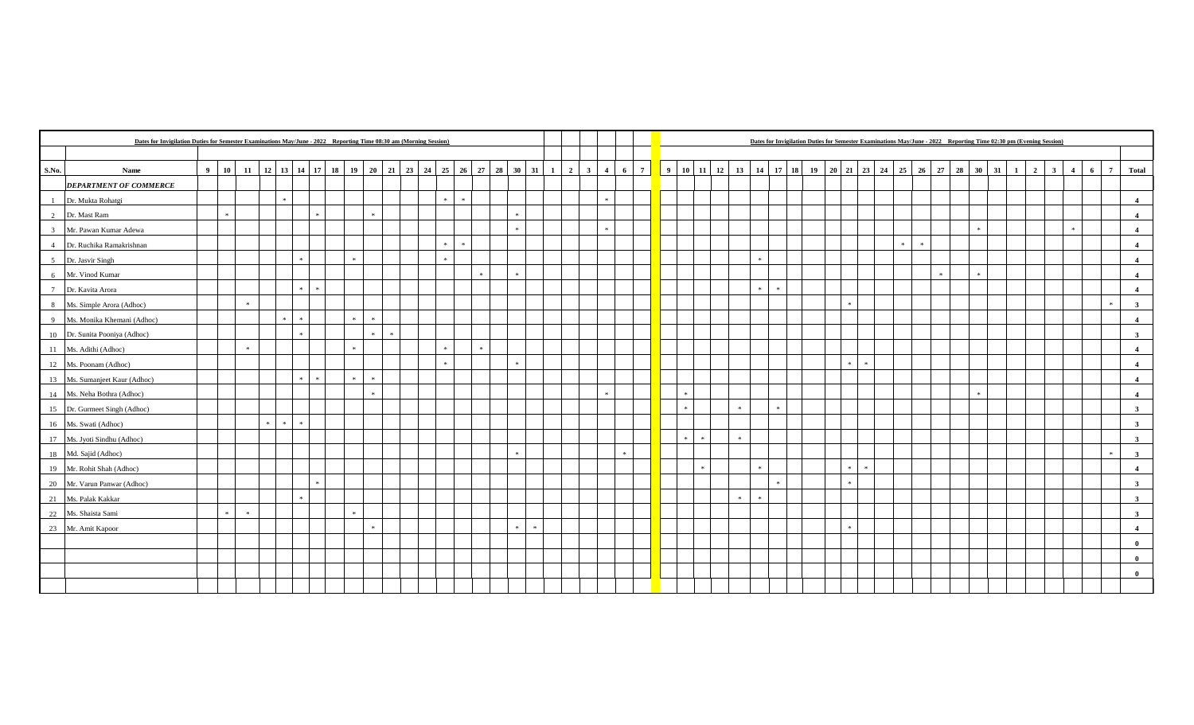| S.No. | Name | Dates for Invigilation Duties for Semester Examinations May/June - 2022 Reporting Time 08:30 am (Morning Session) | | | | | | | | | | | | | | | | | | | | | | | | | | Dates for Invigilation Duties for Semester Examinations May/June - 2022 Reporting Time 02:30 pm (Evening Session) | | | | | | | | | | | | | | | | | | | | | | | | | Total |
|---|---|---|---|---|---|---|---|---|---|---|---|---|---|---|---|---|---|---|---|---|---|---|---|---|---|---|---|---|---|---|---|---|---|---|---|---|---|---|---|---|---|---|---|---|---|---|---|---|---|---|---|---|---|
| | | 9 | 10 | 11 | 12 | 13 | 14 | 17 | 18 | 19 | 20 | 21 | 23 | 24 | 25 | 26 | 27 | 28 | 30 | 31 | 1 | 2 | 3 | 4 | 6 | 7 | | 9 | 10 | 11 | 12 | 13 | 14 | 17 | 18 | 19 | 20 | 21 | 23 | 24 | 25 | 26 | 27 | 28 | 30 | 31 | 1 | 2 | 3 | 4 | 6 | 7 | |
| | ***DEPARTMENT OF COMMERCE*** | | | | | | | | | | | | | | | | | | | | | | | | | | | | | | | | | | | | | | | | | | | | | | | | | | | | |
| 1 | Dr. Mukta Rohatgi | | | | | * | | | | | | | | | * | * | | | | | | | | * | | | | | | | | | | | | | | | | | | | | | | | | | | | | | **4** |
| 2 | Dr. Mast Ram | | * | | | | | * | | | * | | | | | | | | * | | | | | | | | | | | | | | | | | | | | | | | | | | | | | | | | | | **4** |
| 3 | Mr. Pawan Kumar Adewa | | | | | | | | | | | | | | | | | | * | | | | | * | | | | | | | | | | | | | | | | | | | | | * | | | | | * | | | **4** |
| 4 | Dr. Ruchika Ramakrishnan | | | | | | | | | | | | | | * | * | | | | | | | | | | | | | | | | | | | | | | | | | * | * | | | | | | | | | | | **4** |
| 5 | Dr. Jasvir Singh | | | | | | * | | | * | | | | | * | | | | | | | | | | | | | | | | | | * | | | | | | | | | | | | | | | | | | | | **4** |
| 6 | Mr. Vinod Kumar | | | | | | | | | | | | | | | | * | | * | | | | | | | | | | | | | | | | | | | | | | | | * | | * | | | | | | | | **4** |
| 7 | Dr. Kavita Arora | | | | | | * | * | | | | | | | | | | | | | | | | | | | | | | | | | * | * | | | | | | | | | | | | | | | | | | | **4** |
| 8 | Ms. Simple Arora (Adhoc) | | | * | | | | | | | | | | | | | | | | | | | | | | | | | | | | | | | | | | * | | | | | | | | | | | | | | * | **3** |
| 9 | Ms. Monika Khemani (Adhoc) | | | | | * | * | | | * | * | | | | | | | | | | | | | | | | | | | | | | | | | | | | | | | | | | | | | | | | | | **4** |
| 10 | Dr. Sunita Pooniya (Adhoc) | | | | | | * | | | | * | * | | | | | | | | | | | | | | | | | | | | | | | | | | | | | | | | | | | | | | | | | **3** |
| 11 | Ms. Adithi (Adhoc) | | | * | | | | | | * | | | | | * | | * | | | | | | | | | | | | | | | | | | | | | | | | | | | | | | | | | | | | **4** |
| 12 | Ms. Poonam (Adhoc) | | | | | | | | | | | | | | * | | | | * | | | | | | | | | | | | | | | | | | | * | * | | | | | | | | | | | | | | **4** |
| 13 | Ms. Sumanjeet Kaur (Adhoc) | | | | | | * | * | | * | * | | | | | | | | | | | | | | | | | | | | | | | | | | | | | | | | | | | | | | | | | | **4** |
| 14 | Ms. Neha Bothra (Adhoc) | | | | | | | | | | * | | | | | | | | | | | | | * | | | | | * | | | | | | | | | | | | | | | | * | | | | | | | | **4** |
| 15 | Dr. Gurmeet Singh (Adhoc) | | | | | | | | | | | | | | | | | | | | | | | | | | | | * | | | * | | * | | | | | | | | | | | | | | | | | | | **3** |
| 16 | Ms. Swati (Adhoc) | | | | * | * | * | | | | | | | | | | | | | | | | | | | | | | | | | | | | | | | | | | | | | | | | | | | | | | **3** |
| 17 | Ms. Jyoti Sindhu (Adhoc) | | | | | | | | | | | | | | | | | | | | | | | | | | | | * | * | | * | | | | | | | | | | | | | | | | | | | | | **3** |
| 18 | Md. Sajid (Adhoc) | | | | | | | | | | | | | | | | | | * | | | | | | * | | | | | | | | | | | | | | | | | | | | | | | | | | | * | **3** |
| 19 | Mr. Rohit Shah (Adhoc) | | | | | | | | | | | | | | | | | | | | | | | | | | | | | * | | | * | | | | | * | * | | | | | | | | | | | | | | **4** |
| 20 | Mr. Varun Panwar (Adhoc) | | | | | | | * | | | | | | | | | | | | | | | | | | | | | | | | | | * | | | | * | | | | | | | | | | | | | | | **3** |
| 21 | Ms. Palak Kakkar | | | | | | * | | | | | | | | | | | | | | | | | | | | | | | | | * | * | | | | | | | | | | | | | | | | | | | | **3** |
| 22 | Ms. Shaista Sami | | * | * | | | | | | * | | | | | | | | | | | | | | | | | | | | | | | | | | | | | | | | | | | | | | | | | | | **3** |
| 23 | Mr. Amit Kapoor | | | | | | | | | | * | | | | | | | | * | * | | | | | | | | | | | | | | | | | | * | | | | | | | | | | | | | | | **4** |
| | | | | | | | | | | | | | | | | | | | | | | | | | | | | | | | | | | | | | | | | | | | | | | | | | | | | | **0** |
| | | | | | | | | | | | | | | | | | | | | | | | | | | | | | | | | | | | | | | | | | | | | | | | | | | | | | **0** |
| | | | | | | | | | | | | | | | | | | | | | | | | | | | | | | | | | | | | | | | | | | | | | | | | | | | | | **0** |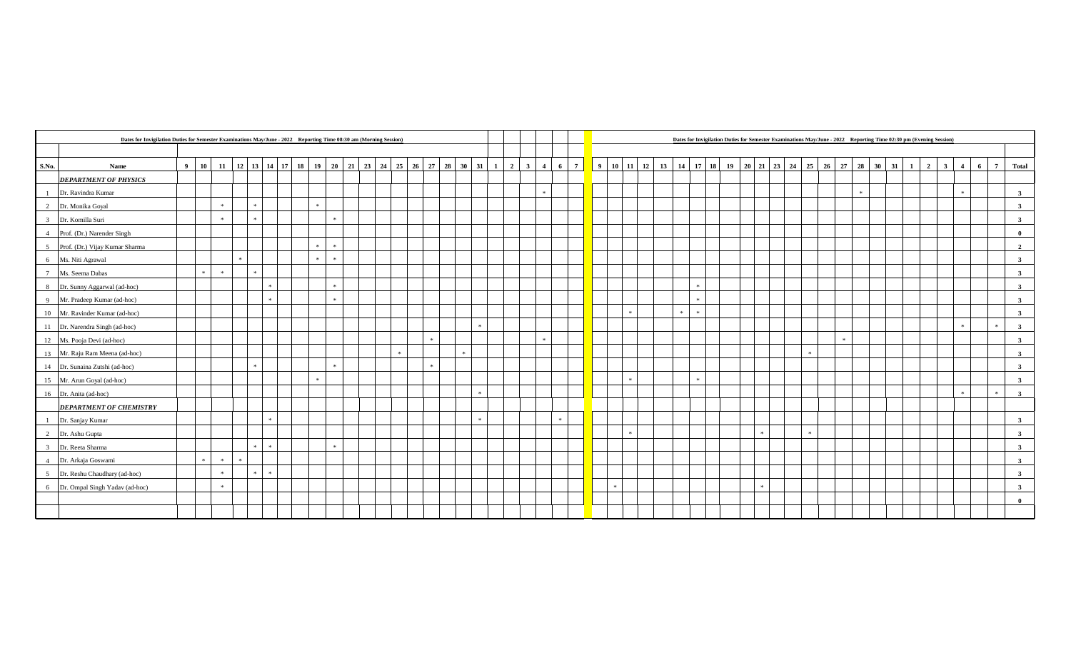| | | Dates for Invigilation Duties for Semester Examinations May/June - 2022 Reporting Time 08:30 am (Morning Session) | | | | | | | | | | | | | | | | | | | | | | | | | Dates for Invigilation Duties for Semester Examinations May/June - 2022 Reporting Time 02:30 pm (Evening Session) | | | | | | | | | | | | | | | | | | | | | | | | | |
|---|---|---|---|---|---|---|---|---|---|---|---|---|---|---|---|---|---|---|---|---|---|---|---|---|---|---|---|---|---|---|---|---|---|---|---|---|---|---|---|---|---|---|---|---|---|---|---|---|---|---|---|
| **S.No.** | **Name** | **9** | **10** | **11** | **12** | **13** | **14** | **17** | **18** | **19** | **20** | **21** | **23** | **24** | **25** | **26** | **27** | **28** | **30** | **31** | **1** | **2** | **3** | **4** | **6** | **7** | **9** | **10** | **11** | **12** | **13** | **14** | **17** | **18** | **19** | **20** | **21** | **23** | **24** | **25** | **26** | **27** | **28** | **30** | **31** | **1** | **2** | **3** | **4** | **6** | **7** | **Total** |
| | ***DEPARTMENT OF PHYSICS*** |  |  |  |  |  |  |  |  |  |  |  |  |  |  |  |  |  |  |  |  |  |  |  |  |  |  |  |  |  |  |  |  |  |  |  |  |  |  |  |  |  |  |  |  |  |  |  |  |  |  |  |
| 1 | Dr. Ravindra Kumar |  |  |  |  |  |  |  |  |  |  |  |  |  |  |  |  |  |  |  |  |  |  | * |  |  |  |  |  |  |  |  |  |  |  |  |  |  |  |  |  |  | * |  |  |  |  |  | * |  |  | **3** |
| 2 | Dr. Monika Goyal |  |  | * |  | * |  |  |  | * |  |  |  |  |  |  |  |  |  |  |  |  |  |  |  |  |  |  |  |  |  |  |  |  |  |  |  |  |  |  |  |  |  |  |  |  |  |  |  |  |  | **3** |
| 3 | Dr. Komilla Suri |  |  | * |  | * |  |  |  |  | * |  |  |  |  |  |  |  |  |  |  |  |  |  |  |  |  |  |  |  |  |  |  |  |  |  |  |  |  |  |  |  |  |  |  |  |  |  |  |  |  | **3** |
| 4 | Prof. (Dr.) Narender Singh |  |  |  |  |  |  |  |  |  |  |  |  |  |  |  |  |  |  |  |  |  |  |  |  |  |  |  |  |  |  |  |  |  |  |  |  |  |  |  |  |  |  |  |  |  |  |  |  |  |  | **0** |
| 5 | Prof. (Dr.) Vijay Kumar Sharma |  |  |  |  |  |  |  |  | * | * |  |  |  |  |  |  |  |  |  |  |  |  |  |  |  |  |  |  |  |  |  |  |  |  |  |  |  |  |  |  |  |  |  |  |  |  |  |  |  |  | **2** |
| 6 | Ms. Niti Agrawal |  |  |  | * |  |  |  |  | * | * |  |  |  |  |  |  |  |  |  |  |  |  |  |  |  |  |  |  |  |  |  |  |  |  |  |  |  |  |  |  |  |  |  |  |  |  |  |  |  |  | **3** |
| 7 | Ms. Seema Dabas |  | * | * |  | * |  |  |  |  |  |  |  |  |  |  |  |  |  |  |  |  |  |  |  |  |  |  |  |  |  |  |  |  |  |  |  |  |  |  |  |  |  |  |  |  |  |  |  |  |  | **3** |
| 8 | Dr. Sunny Aggarwal (ad-hoc) |  |  |  |  |  | * |  |  |  | * |  |  |  |  |  |  |  |  |  |  |  |  |  |  |  |  |  |  |  |  |  | * |  |  |  |  |  |  |  |  |  |  |  |  |  |  |  |  |  |  | **3** |
| 9 | Mr. Pradeep Kumar (ad-hoc) |  |  |  |  |  | * |  |  |  | * |  |  |  |  |  |  |  |  |  |  |  |  |  |  |  |  |  |  |  |  |  | * |  |  |  |  |  |  |  |  |  |  |  |  |  |  |  |  |  |  | **3** |
| 10 | Mr. Ravinder Kumar (ad-hoc) |  |  |  |  |  |  |  |  |  |  |  |  |  |  |  |  |  |  |  |  |  |  |  |  |  |  |  | * |  |  | * | * |  |  |  |  |  |  |  |  |  |  |  |  |  |  |  |  |  |  | **3** |
| 11 | Dr. Narendra Singh (ad-hoc) |  |  |  |  |  |  |  |  |  |  |  |  |  |  |  |  |  |  | * |  |  |  |  |  |  |  |  |  |  |  |  |  |  |  |  |  |  |  |  |  |  |  |  |  |  |  |  | * |  | * | **3** |
| 12 | Ms. Pooja Devi (ad-hoc) |  |  |  |  |  |  |  |  |  |  |  |  |  |  |  | * |  |  |  |  |  |  | * |  |  |  |  |  |  |  |  |  |  |  |  |  |  |  |  |  | * |  |  |  |  |  |  |  |  |  | **3** |
| 13 | Mr. Raju Ram Meena (ad-hoc) |  |  |  |  |  |  |  |  |  |  |  |  |  | * |  |  |  | * |  |  |  |  |  |  |  |  |  |  |  |  |  |  |  |  |  |  |  |  | * |  |  |  |  |  |  |  |  |  |  |  | **3** |
| 14 | Dr. Sunaina Zutshi (ad-hoc) |  |  |  |  | * |  |  |  |  | * |  |  |  |  |  | * |  |  |  |  |  |  |  |  |  |  |  |  |  |  |  |  |  |  |  |  |  |  |  |  |  |  |  |  |  |  |  |  |  |  | **3** |
| 15 | Mr. Arun Goyal (ad-hoc) |  |  |  |  |  |  |  |  | * |  |  |  |  |  |  |  |  |  |  |  |  |  |  |  |  |  |  | * |  |  |  | * |  |  |  |  |  |  |  |  |  |  |  |  |  |  |  |  |  |  | **3** |
| 16 | Dr. Anita (ad-hoc) |  |  |  |  |  |  |  |  |  |  |  |  |  |  |  |  |  |  | * |  |  |  |  |  |  |  |  |  |  |  |  |  |  |  |  |  |  |  |  |  |  |  |  |  |  |  |  | * |  | * | **3** |
| | ***DEPARTMENT OF CHEMISTRY*** |  |  |  |  |  |  |  |  |  |  |  |  |  |  |  |  |  |  |  |  |  |  |  |  |  |  |  |  |  |  |  |  |  |  |  |  |  |  |  |  |  |  |  |  |  |  |  |  |  |  |  |
| 1 | Dr. Sanjay Kumar |  |  |  |  |  | * |  |  |  |  |  |  |  |  |  |  |  |  | * |  |  |  |  | * |  |  |  |  |  |  |  |  |  |  |  |  |  |  |  |  |  |  |  |  |  |  |  |  |  |  | **3** |
| 2 | Dr. Ashu Gupta |  |  |  |  |  |  |  |  |  |  |  |  |  |  |  |  |  |  |  |  |  |  |  |  |  |  |  | * |  |  |  |  |  |  |  | * |  |  | * |  |  |  |  |  |  |  |  |  |  |  | **3** |
| 3 | Dr. Reeta Sharma |  |  |  |  | * | * |  |  |  | * |  |  |  |  |  |  |  |  |  |  |  |  |  |  |  |  |  |  |  |  |  |  |  |  |  |  |  |  |  |  |  |  |  |  |  |  |  |  |  |  | **3** |
| 4 | Dr. Arkaja Goswami |  | * | * | * |  |  |  |  |  |  |  |  |  |  |  |  |  |  |  |  |  |  |  |  |  |  |  |  |  |  |  |  |  |  |  |  |  |  |  |  |  |  |  |  |  |  |  |  |  |  | **3** |
| 5 | Dr. Reshu Chaudhary (ad-hoc) |  |  | * |  | * | * |  |  |  |  |  |  |  |  |  |  |  |  |  |  |  |  |  |  |  |  |  |  |  |  |  |  |  |  |  |  |  |  |  |  |  |  |  |  |  |  |  |  |  |  | **3** |
| 6 | Dr. Ompal Singh Yadav (ad-hoc) |  |  | * |  |  |  |  |  |  |  |  |  |  |  |  |  |  |  |  |  |  |  |  |  |  |  | * |  |  |  |  |  |  |  |  | * |  |  |  |  |  |  |  |  |  |  |  |  |  |  | **3** |
| |  |  |  |  |  |  |  |  |  |  |  |  |  |  |  |  |  |  |  |  |  |  |  |  |  |  |  |  |  |  |  |  |  |  |  |  |  |  |  |  |  |  |  |  |  |  |  |  |  |  |  | **0** |
| |  |  |  |  |  |  |  |  |  |  |  |  |  |  |  |  |  |  |  |  |  |  |  |  |  |  |  |  |  |  |  |  |  |  |  |  |  |  |  |  |  |  |  |  |  |  |  |  |  |  |  |  |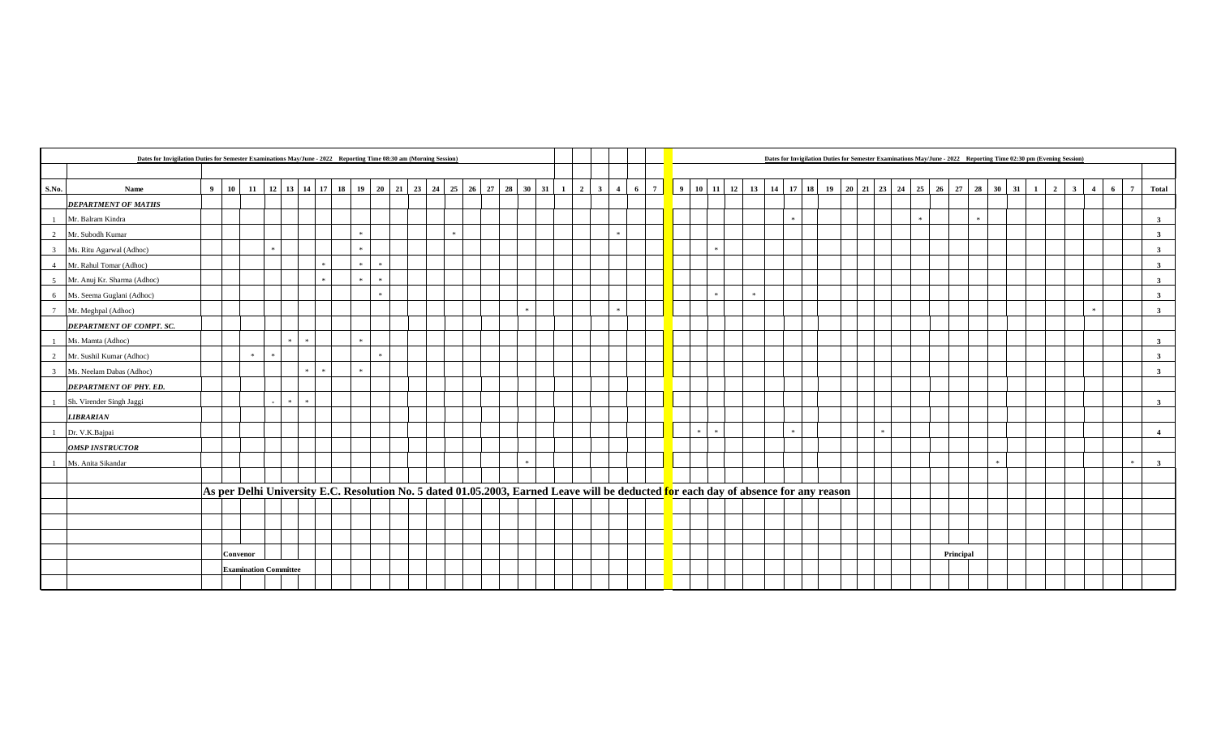| | | Dates for Invigilation Duties for Semester Examinations May/June - 2022 Reporting Time 08:30 am (Morning Session) | | | | | | | | | | | | | | | | | | | | | | | | | | Dates for Invigilation Duties for Semester Examinations May/June - 2022 Reporting Time 02:30 pm (Evening Session) | | | | | | | | | | | | | | | | | | | | | | | | | |
|---|---|---|---|---|---|---|---|---|---|---|---|---|---|---|---|---|---|---|---|---|---|---|---|---|---|---|---|---|---|---|---|---|---|---|---|---|---|---|---|---|---|---|---|---|---|---|---|---|---|---|---|---|---|
| S.No. | Name | 9 | 10 | 11 | 12 | 13 | 14 | 17 | 18 | 19 | 20 | 21 | 23 | 24 | 25 | 26 | 27 | 28 | 30 | 31 | 1 | 2 | 3 | 4 | 6 | 7 | | 9 | 10 | 11 | 12 | 13 | 14 | 17 | 18 | 19 | 20 | 21 | 23 | 24 | 25 | 26 | 27 | 28 | 30 | 31 | 1 | 2 | 3 | 4 | 6 | 7 | Total |
| | ***DEPARTMENT OF MATHS*** | | | | | | | | | | | | | | | | | | | | | | | | | | | | | | | | | | | | | | | | | | | | | | | | | | | | |
| 1 | Mr. Balram Kindra | | | | | | | | | | | | | | | | | | | | | | | | | | | | | | | | | * | | | | | | | * | | | * | | | | | | | | | 3 |
| 2 | Mr. Subodh Kumar | | | | | | | | | * | | | | | * | | | | | | | | | * | | | | | | | | | | | | | | | | | | | | | | | | | | | | | 3 |
| 3 | Ms. Ritu Agarwal (Adhoc) | | | | * | | | | | * | | | | | | | | | | | | | | | | | | | | * | | | | | | | | | | | | | | | | | | | | | | | 3 |
| 4 | Mr. Rahul Tomar (Adhoc) | | | | | | | * | | * | * | | | | | | | | | | | | | | | | | | | | | | | | | | | | | | | | | | | | | | | | | | 3 |
| 5 | Mr. Anuj Kr. Sharma (Adhoc) | | | | | | | * | | * | * | | | | | | | | | | | | | | | | | | | | | | | | | | | | | | | | | | | | | | | | | | 3 |
| 6 | Ms. Seema Guglani (Adhoc) | | | | | | | | | | * | | | | | | | | | | | | | | | | | | | * | | * | | | | | | | | | | | | | | | | | | | | | 3 |
| 7 | Mr. Meghpal (Adhoc) | | | | | | | | | | | | | | | | | | * | | | | | * | | | | | | | | | | | | | | | | | | | | | | | | | | * | | | 3 |
| | ***DEPARTMENT OF COMPT. SC.*** | | | | | | | | | | | | | | | | | | | | | | | | | | | | | | | | | | | | | | | | | | | | | | | | | | | | |
| 1 | Ms. Mamta (Adhoc) | | | | | * | * | | | * | | | | | | | | | | | | | | | | | | | | | | | | | | | | | | | | | | | | | | | | | | | 3 |
| 2 | Mr. Sushil Kumar (Adhoc) | | | * | * | | | | | | * | | | | | | | | | | | | | | | | | | | | | | | | | | | | | | | | | | | | | | | | | | 3 |
| 3 | Ms. Neelam Dabas (Adhoc) | | | | | | * | * | | * | | | | | | | | | | | | | | | | | | | | | | | | | | | | | | | | | | | | | | | | | | | 3 |
| | ***DEPARTMENT OF PHY. ED.*** | | | | | | | | | | | | | | | | | | | | | | | | | | | | | | | | | | | | | | | | | | | | | | | | | | | | |
| 1 | Sh. Virender Singh Jaggi | | | | - | * | * | | | | | | | | | | | | | | | | | | | | | | | | | | | | | | | | | | | | | | | | | | | | | | 3 |
| | ***LIBRARIAN*** | | | | | | | | | | | | | | | | | | | | | | | | | | | | | | | | | | | | | | | | | | | | | | | | | | | | |
| 1 | Dr. V.K.Bajpai | | | | | | | | | | | | | | | | | | | | | | | | | | | | * | * | | | | * | | | | | * | | | | | | | | | | | | | | 4 |
| | ***OMSP INSTRUCTOR*** | | | | | | | | | | | | | | | | | | | | | | | | | | | | | | | | | | | | | | | | | | | | | | | | | | | | |
| 1 | Ms. Anita Sikandar | | | | | | | | | | | | | | | | | | * | | | | | | | | | | | | | | | | | | | | | | | | | | * | | | | | | | * | 3 |

**As per Delhi University E.C. Resolution No. 5 dated 01.05.2003, Earned Leave will be deducted for each day of absence for any reason**

**Convenor** **Principal**

**Examination Committee**